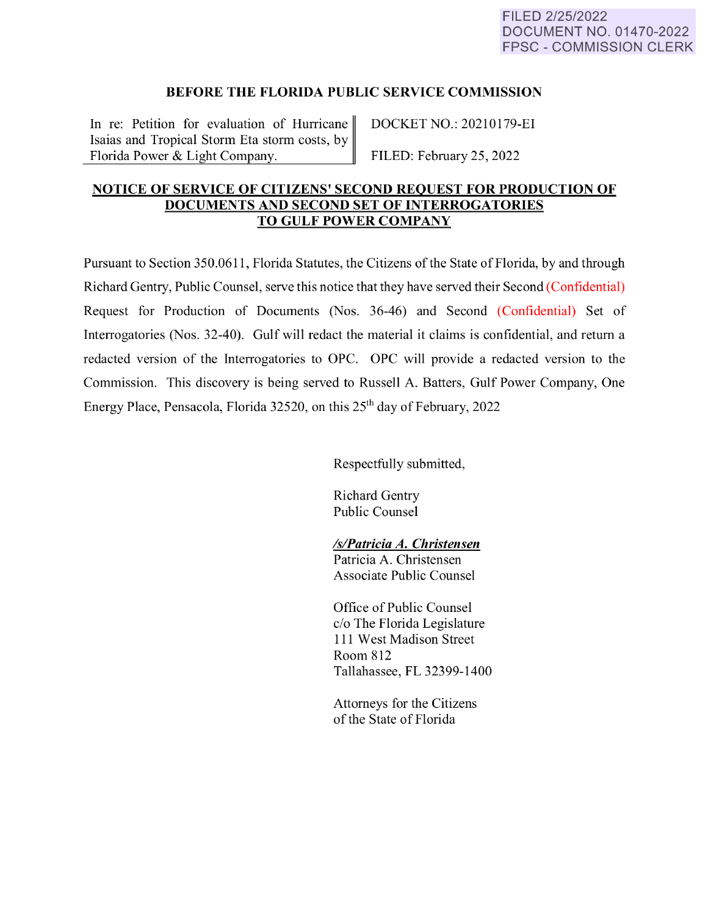FILED 2/25/2022
DOCUMENT NO. 01470-2022
FPSC - COMMISSION CLERK

## BEFORE THE FLORIDA PUBLIC SERVICE COMMISSION

| In re: Petition for evaluation of Hurricane Isaias and Tropical Storm Eta storm costs, by Florida Power & Light Company. | DOCKET NO.: 20210179-EI<br><br>FILED: February 25, 2022 |
|---|---|

## NOTICE OF SERVICE OF CITIZENS' SECOND REQUEST FOR PRODUCTION OF DOCUMENTS AND SECOND SET OF INTERROGATORIES TO GULF POWER COMPANY

Pursuant to Section 350.0611, Florida Statutes, the Citizens of the State of Florida, by and through Richard Gentry, Public Counsel, serve this notice that they have served their Second (Confidential) Request for Production of Documents (Nos. 36-46) and Second (Confidential) Set of Interrogatories (Nos. 32-40). Gulf will redact the material it claims is confidential, and return a redacted version of the Interrogatories to OPC. OPC will provide a redacted version to the Commission. This discovery is being served to Russell A. Batters, Gulf Power Company, One Energy Place, Pensacola, Florida 32520, on this 25th day of February, 2022

Respectfully submitted,

Richard Gentry
Public Counsel

***/s/Patricia A. Christensen***
Patricia A. Christensen
Associate Public Counsel

Office of Public Counsel
c/o The Florida Legislature
111 West Madison Street
Room 812
Tallahassee, FL 32399-1400

Attorneys for the Citizens
of the State of Florida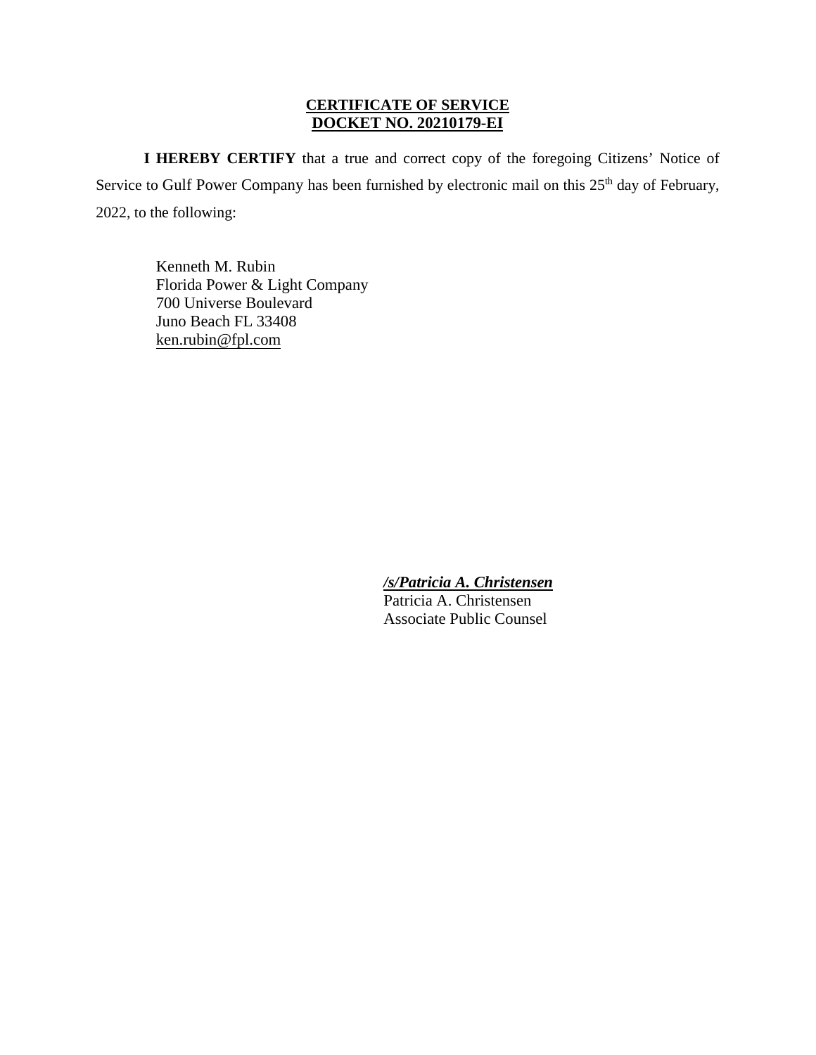**CERTIFICATE OF SERVICE**
**DOCKET NO. 20210179-EI**

**I HEREBY CERTIFY** that a true and correct copy of the foregoing Citizens' Notice of Service to Gulf Power Company has been furnished by electronic mail on this 25th day of February, 2022, to the following:

Kenneth M. Rubin
Florida Power & Light Company
700 Universe Boulevard
Juno Beach FL 33408
ken.rubin@fpl.com

***/s/Patricia A. Christensen***
Patricia A. Christensen
Associate Public Counsel